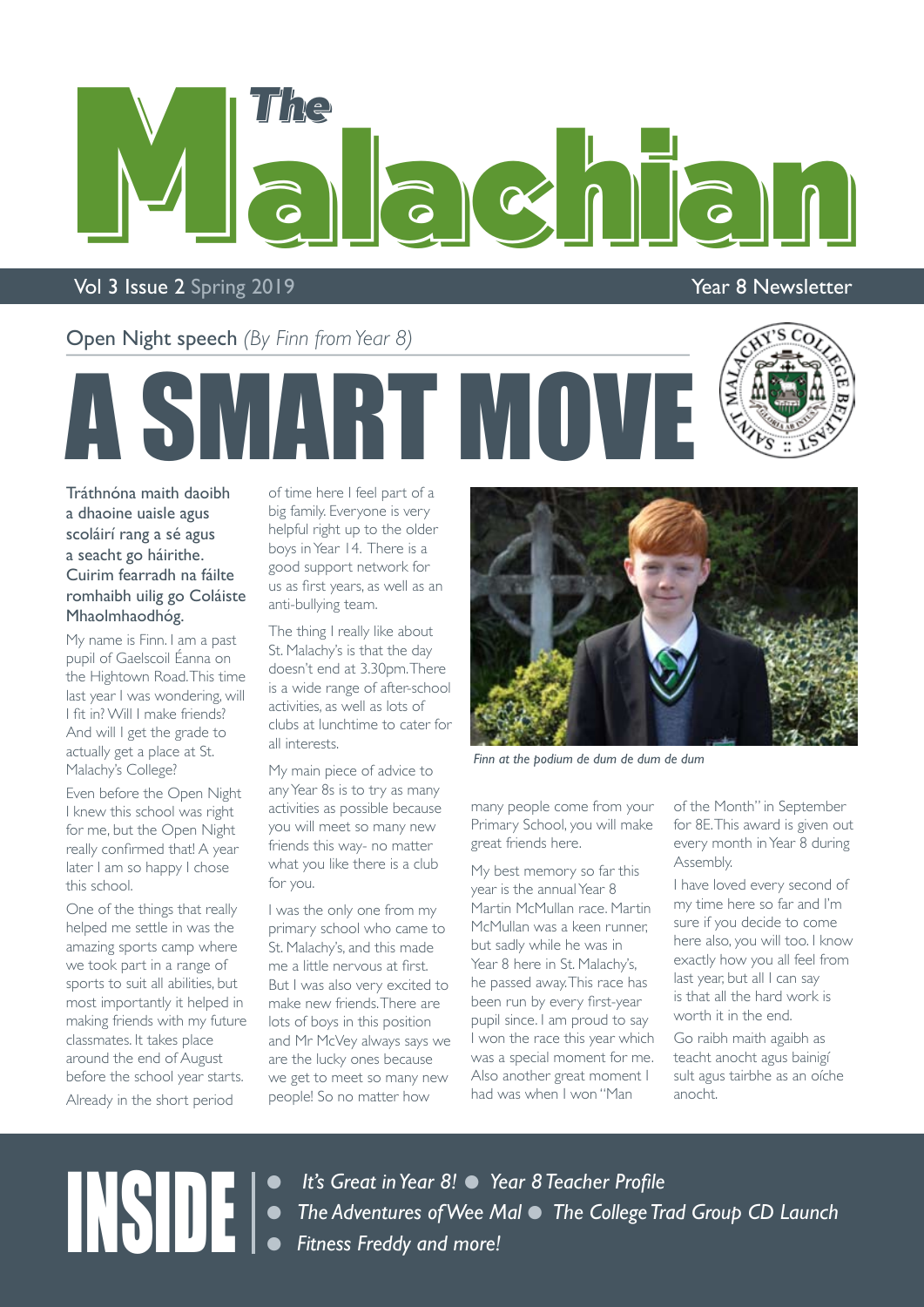# The Malachian

Vol 3 Issue 2 Spring 2019 — Year 8 Newsletter

Open Night speech *(By Finn from Year 8)*

# A SMART MOVE

**Tráthnóna maith daoibh a dhaoine uaisle agus scoláirí rang a sé agus a seacht go háirithe. Cuirim fearradh na fáilte romhaibh uilig go Coláiste Mhaolmhaodhóg.**

My name is Finn. I am a past pupil of Gaelscoil Éanna on the Hightown Road. This time last year I was wondering, will I fit in? Will I make friends? And will I get the grade to actually get a place at St. Malachy's College?

Even before the Open Night I knew this school was right for me, but the Open Night really confirmed that! A year later I am so happy I chose this school.

One of the things that really helped me settle in was the amazing sports camp where we took part in a range of sports to suit all abilities, but most importantly it helped in making friends with my future classmates. It takes place around the end of August before the school year starts.

Already in the short period of time here I feel part of a big family. Everyone is very helpful right up to the older boys in Year 14. There is a good support network for us as first years, as well as an anti-bullying team.

The thing I really like about St. Malachy's is that the day doesn't end at 3.30pm. There is a wide range of after-school activities, as well as lots of clubs at lunchtime to cater for all interests.

My main piece of advice to any Year 8s is to try as many activities as possible because you will meet so many new friends this way- no matter what you like there is a club for you.

I was the only one from my primary school who came to St. Malachy's, and this made me a little nervous at first. But I was also very excited to make new friends. There are lots of boys in this position and Mr McVey always says we are the lucky ones because we get to meet so many new people! So no matter how many people come from your Primary School, you will make great friends here.

*Finn at the podium de dum de dum de dum*

My best memory so far this year is the annual Year 8 Martin McMullan race. Martin McMullan was a keen runner, but sadly while he was in Year 8 here in St. Malachy's, he passed away. This race has been run by every first-year pupil since. I am proud to say I won the race this year which was a special moment for me. Also another great moment I had was when I won "Man of the Month" in September for 8E. This award is given out every month in Year 8 during Assembly.

I have loved every second of my time here so far and I'm sure if you decide to come here also, you will too. I know exactly how you all feel from last year, but all I can say is that all the hard work is worth it in the end.

Go raibh maith agaibh as teacht anocht agus bainigí sult agus tairbhe as an oíche anocht.

## INSIDE

- *It's Great in Year 8!*
- *Year 8 Teacher Profile*
- *The Adventures of Wee Mal*
- *The College Trad Group CD Launch*
- *Fitness Freddy and more!*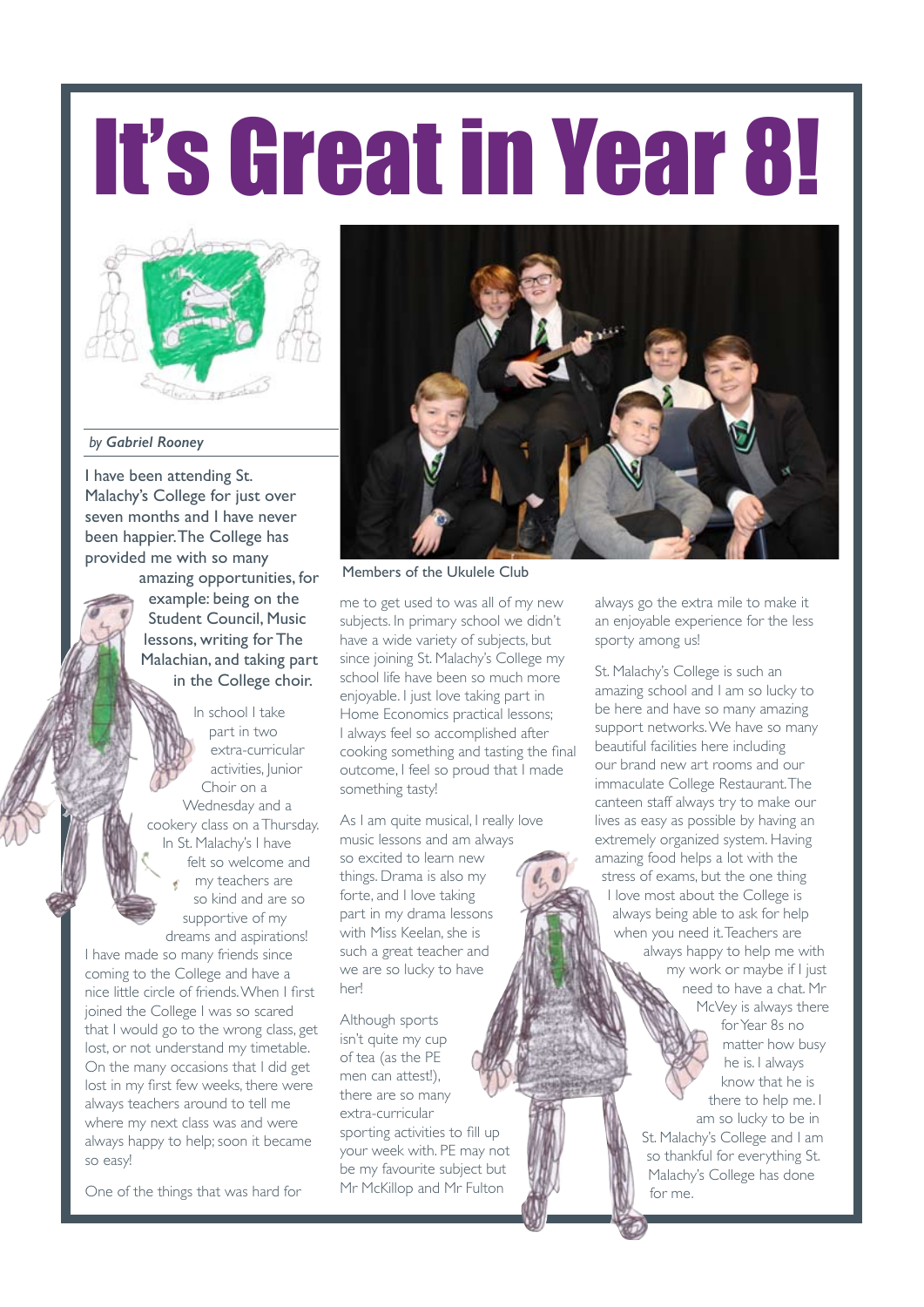# It's Great in Year 8!

*by* ***Gabriel Rooney***

I have been attending St. Malachy's College for just over seven months and I have never been happier. The College has provided me with so many amazing opportunities, for example: being on the Student Council, Music lessons, writing for The Malachian, and taking part in the College choir.

In school I take part in two extra-curricular activities, Junior Choir on a Wednesday and a cookery class on a Thursday. In St. Malachy's I have felt so welcome and my teachers are so kind and are so supportive of my dreams and aspirations! I have made so many friends since coming to the College and have a nice little circle of friends. When I first joined the College I was so scared that I would go to the wrong class, get lost, or not understand my timetable. On the many occasions that I did get lost in my first few weeks, there were always teachers around to tell me where my next class was and were always happy to help; soon it became so easy!

Members of the Ukulele Club

One of the things that was hard for me to get used to was all of my new subjects. In primary school we didn't have a wide variety of subjects, but since joining St. Malachy's College my school life have been so much more enjoyable. I just love taking part in Home Economics practical lessons; I always feel so accomplished after cooking something and tasting the final outcome, I feel so proud that I made something tasty!

As I am quite musical, I really love music lessons and am always so excited to learn new things. Drama is also my forte, and I love taking part in my drama lessons with Miss Keelan, she is such a great teacher and we are so lucky to have her!

Although sports isn't quite my cup of tea (as the PE men can attest!), there are so many extra-curricular sporting activities to fill up your week with. PE may not be my favourite subject but Mr McKillop and Mr Fulton always go the extra mile to make it an enjoyable experience for the less sporty among us!

St. Malachy's College is such an amazing school and I am so lucky to be here and have so many amazing support networks. We have so many beautiful facilities here including our brand new art rooms and our immaculate College Restaurant. The canteen staff always try to make our lives as easy as possible by having an extremely organized system. Having amazing food helps a lot with the stress of exams, but the one thing I love most about the College is always being able to ask for help when you need it. Teachers are always happy to help me with my work or maybe if I just need to have a chat. Mr McVey is always there for Year 8s no matter how busy he is. I always know that he is there to help me. I am so lucky to be in St. Malachy's College and I am so thankful for everything St. Malachy's College has done for me.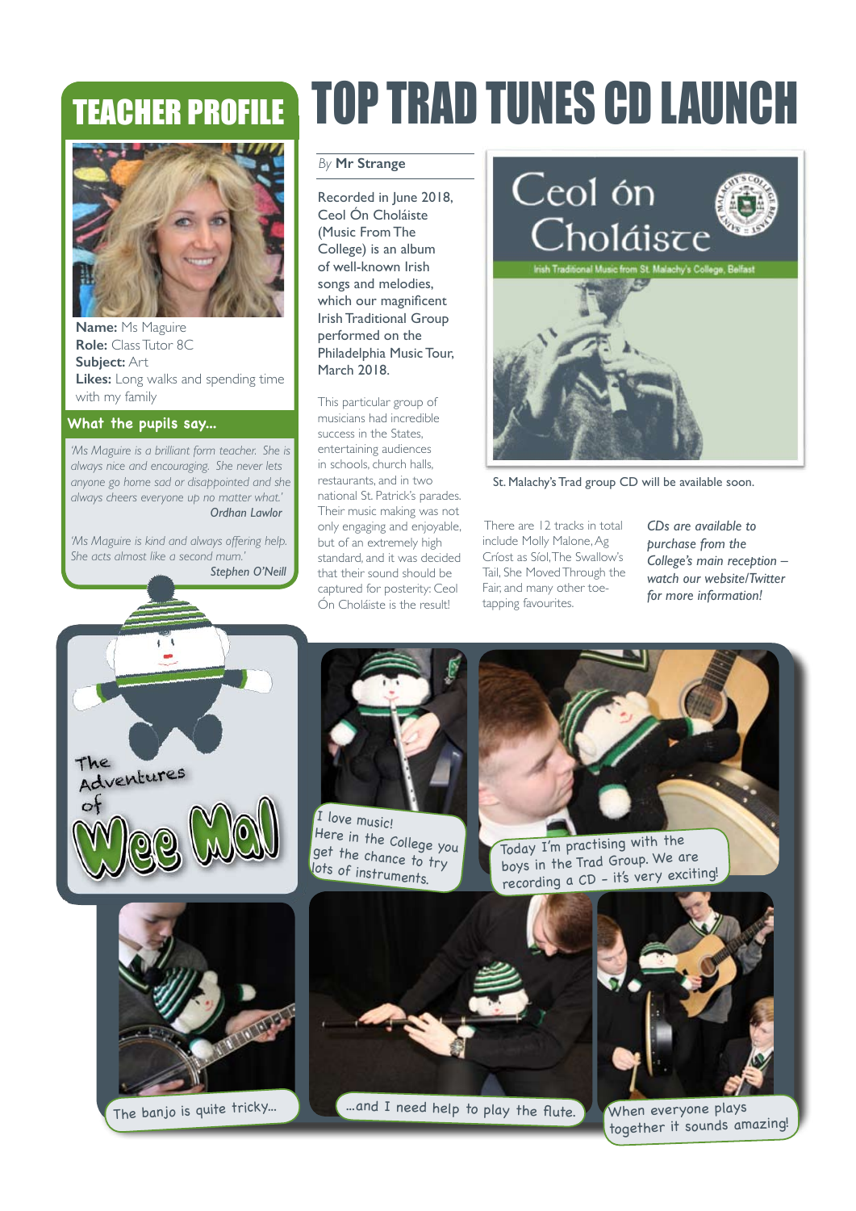## TEACHER PROFILE

**Name:** Ms Maguire
**Role:** Class Tutor 8C
**Subject:** Art
**Likes:** Long walks and spending time with my family

### What the pupils say...

*'Ms Maguire is a brilliant form teacher. She is always nice and encouraging. She never lets anyone go home sad or disappointed and she always cheers everyone up no matter what.'*
*Ordhan Lawlor*

*'Ms Maguire is kind and always offering help. She acts almost like a second mum.'*
*Stephen O'Neill*

# TOP TRAD TUNES CD LAUNCH

*By* **Mr Strange**

Recorded in June 2018, Ceol Ón Choláiste (Music From The College) is an album of well-known Irish songs and melodies, which our magnificent Irish Traditional Group performed on the Philadelphia Music Tour, March 2018.

This particular group of musicians had incredible success in the States, entertaining audiences in schools, church halls, restaurants, and in two national St. Patrick's parades. Their music making was not only engaging and enjoyable, but of an extremely high standard, and it was decided that their sound should be captured for posterity: Ceol Ón Choláiste is the result!

Ceol ón Choláiste
Irish Traditional Music from St. Malachy's College, Belfast

St. Malachy's Trad group CD will be available soon.

There are 12 tracks in total include Molly Malone, Ag Críost as Síol, The Swallow's Tail, She Moved Through the Fair, and many other toe-tapping favourites.

*CDs are available to purchase from the College's main reception – watch our website/Twitter for more information!*

## The Adventures of Wee Mal

I love music! Here in the College you get the chance to try lots of instruments.

Today I'm practising with the boys in the Trad Group. We are recording a CD – it's very exciting!

The banjo is quite tricky...

...and I need help to play the flute.

When everyone plays together it sounds amazing!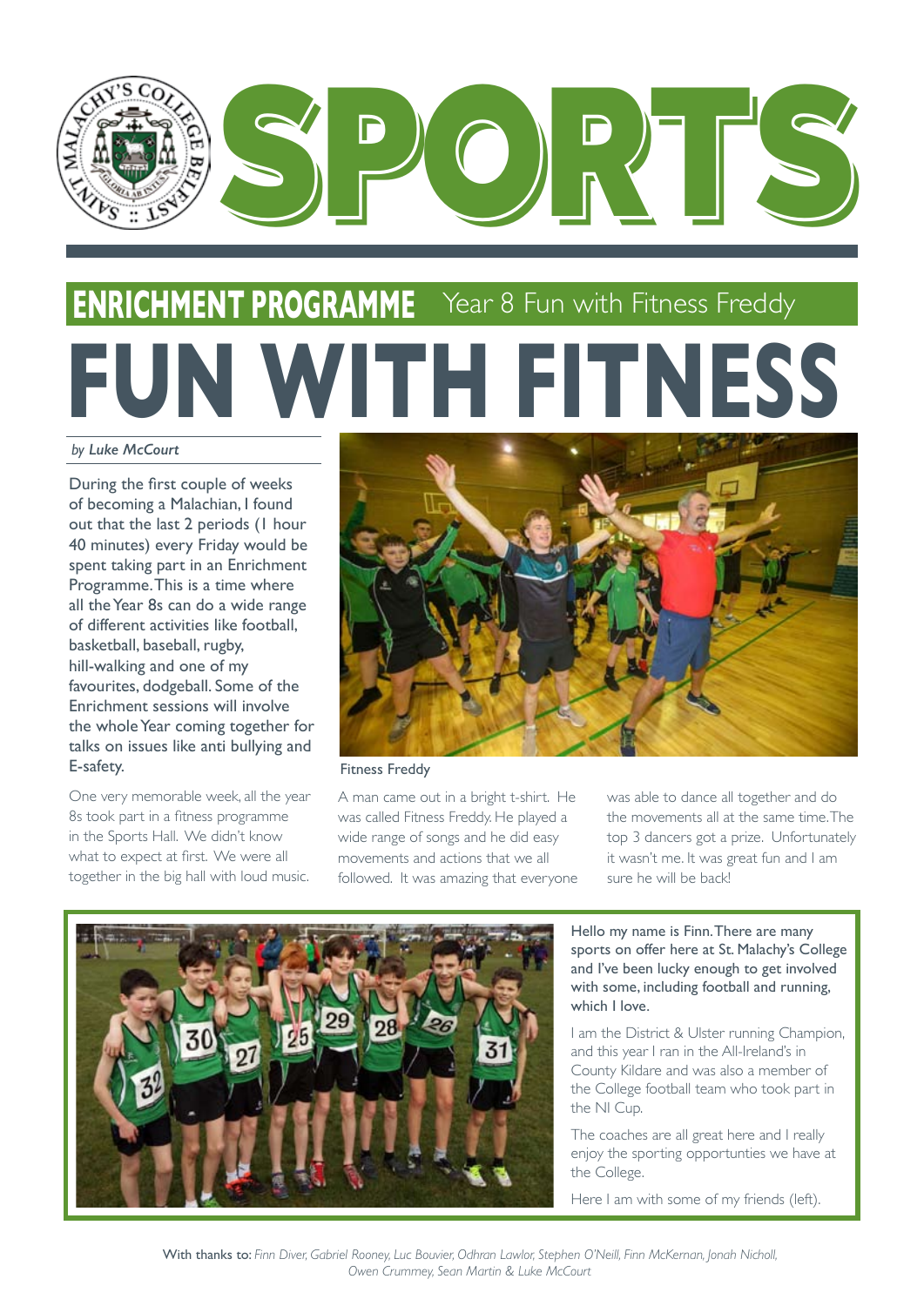# SPORTS

## ENRICHMENT PROGRAMME Year 8 Fun with Fitness Freddy

# FUN WITH FITNESS

*by Luke McCourt*

During the first couple of weeks of becoming a Malachian, I found out that the last 2 periods (1 hour 40 minutes) every Friday would be spent taking part in an Enrichment Programme. This is a time where all the Year 8s can do a wide range of different activities like football, basketball, baseball, rugby, hill-walking and one of my favourites, dodgeball. Some of the Enrichment sessions will involve the whole Year coming together for talks on issues like anti bullying and E-safety.

One very memorable week, all the year 8s took part in a fitness programme in the Sports Hall. We didn't know what to expect at first. We were all together in the big hall with loud music. A man came out in a bright t-shirt. He was called Fitness Freddy. He played a wide range of songs and he did easy movements and actions that we all followed. It was amazing that everyone was able to dance all together and do the movements all at the same time. The top 3 dancers got a prize. Unfortunately it wasn't me. It was great fun and I am sure he will be back!

Fitness Freddy

Hello my name is Finn. There are many sports on offer here at St. Malachy's College and I've been lucky enough to get involved with some, including football and running, which I love.

I am the District & Ulster running Champion, and this year I ran in the All-Ireland's in County Kildare and was also a member of the College football team who took part in the NI Cup.

The coaches are all great here and I really enjoy the sporting opportunties we have at the College.

Here I am with some of my friends (left).

With thanks to: *Finn Diver, Gabriel Rooney, Luc Bouvier, Odhran Lawlor, Stephen O'Neill, Finn McKernan, Jonah Nicholl, Owen Crummey, Sean Martin & Luke McCourt*